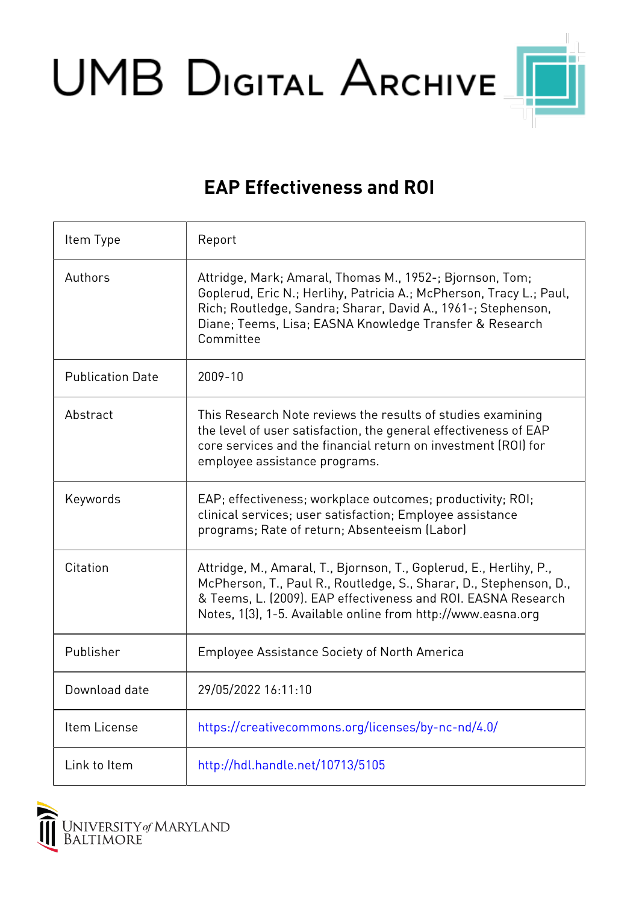UMB Digital Archive

# EAP Effectiveness and ROI

| Item Type | Report |
|---|---|
| Authors | Attridge, Mark; Amaral, Thomas M., 1952-; Bjornson, Tom; Goplerud, Eric N.; Herlihy, Patricia A.; McPherson, Tracy L.; Paul, Rich; Routledge, Sandra; Sharar, David A., 1961-; Stephenson, Diane; Teems, Lisa; EASNA Knowledge Transfer & Research Committee |
| Publication Date | 2009-10 |
| Abstract | This Research Note reviews the results of studies examining the level of user satisfaction, the general effectiveness of EAP core services and the financial return on investment (ROI) for employee assistance programs. |
| Keywords | EAP; effectiveness; workplace outcomes; productivity; ROI; clinical services; user satisfaction; Employee assistance programs; Rate of return; Absenteeism (Labor) |
| Citation | Attridge, M., Amaral, T., Bjornson, T., Goplerud, E., Herlihy, P., McPherson, T., Paul R., Routledge, S., Sharar, D., Stephenson, D., & Teems, L. (2009). EAP effectiveness and ROI. EASNA Research Notes, 1(3), 1-5. Available online from http://www.easna.org |
| Publisher | Employee Assistance Society of North America |
| Download date | 29/05/2022 16:11:10 |
| Item License | https://creativecommons.org/licenses/by-nc-nd/4.0/ |
| Link to Item | http://hdl.handle.net/10713/5105 |

University of Maryland Baltimore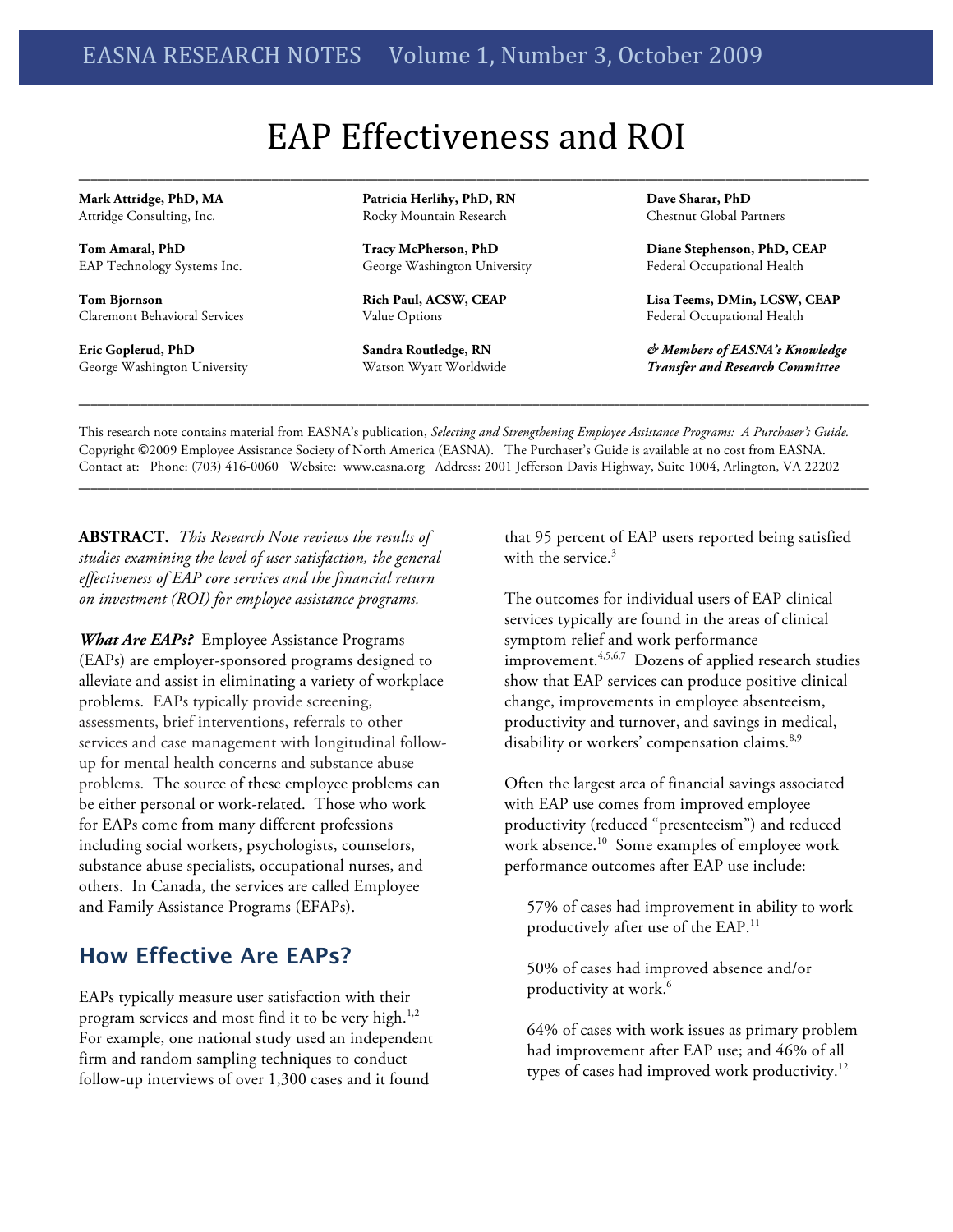# EAP Effectiveness and ROI

**Mark Attridge, PhD, MA**
Attridge Consulting, Inc.

**Tom Amaral, PhD**
EAP Technology Systems Inc.

**Tom Bjornson**
Claremont Behavioral Services

**Eric Goplerud, PhD**
George Washington University

**Patricia Herlihy, PhD, RN**
Rocky Mountain Research

**Tracy McPherson, PhD**
George Washington University

**Rich Paul, ACSW, CEAP**
Value Options

**Sandra Routledge, RN**
Watson Wyatt Worldwide

**Dave Sharar, PhD**
Chestnut Global Partners

**Diane Stephenson, PhD, CEAP**
Federal Occupational Health

**Lisa Teems, DMin, LCSW, CEAP**
Federal Occupational Health

***& Members of EASNA's Knowledge Transfer and Research Committee***

---

This research note contains material from EASNA's publication, *Selecting and Strengthening Employee Assistance Programs: A Purchaser's Guide.* Copyright ©2009 Employee Assistance Society of North America (EASNA). The Purchaser's Guide is available at no cost from EASNA. Contact at: Phone: (703) 416-0060 Website: www.easna.org Address: 2001 Jefferson Davis Highway, Suite 1004, Arlington, VA 22202

---

**ABSTRACT.** *This Research Note reviews the results of studies examining the level of user satisfaction, the general effectiveness of EAP core services and the financial return on investment (ROI) for employee assistance programs.*

***What Are EAPs?*** Employee Assistance Programs (EAPs) are employer-sponsored programs designed to alleviate and assist in eliminating a variety of workplace problems. EAPs typically provide screening, assessments, brief interventions, referrals to other services and case management with longitudinal follow-up for mental health concerns and substance abuse problems. The source of these employee problems can be either personal or work-related. Those who work for EAPs come from many different professions including social workers, psychologists, counselors, substance abuse specialists, occupational nurses, and others. In Canada, the services are called Employee and Family Assistance Programs (EFAPs).

## How Effective Are EAPs?

EAPs typically measure user satisfaction with their program services and most find it to be very high.[1,2] For example, one national study used an independent firm and random sampling techniques to conduct follow-up interviews of over 1,300 cases and it found that 95 percent of EAP users reported being satisfied with the service.[3]

The outcomes for individual users of EAP clinical services typically are found in the areas of clinical symptom relief and work performance improvement.[4,5,6,7] Dozens of applied research studies show that EAP services can produce positive clinical change, improvements in employee absenteeism, productivity and turnover, and savings in medical, disability or workers' compensation claims.[8,9]

Often the largest area of financial savings associated with EAP use comes from improved employee productivity (reduced "presenteeism") and reduced work absence.[10] Some examples of employee work performance outcomes after EAP use include:

> 57% of cases had improvement in ability to work productively after use of the EAP.[11]
>
> 50% of cases had improved absence and/or productivity at work.[6]
>
> 64% of cases with work issues as primary problem had improvement after EAP use; and 46% of all types of cases had improved work productivity.[12]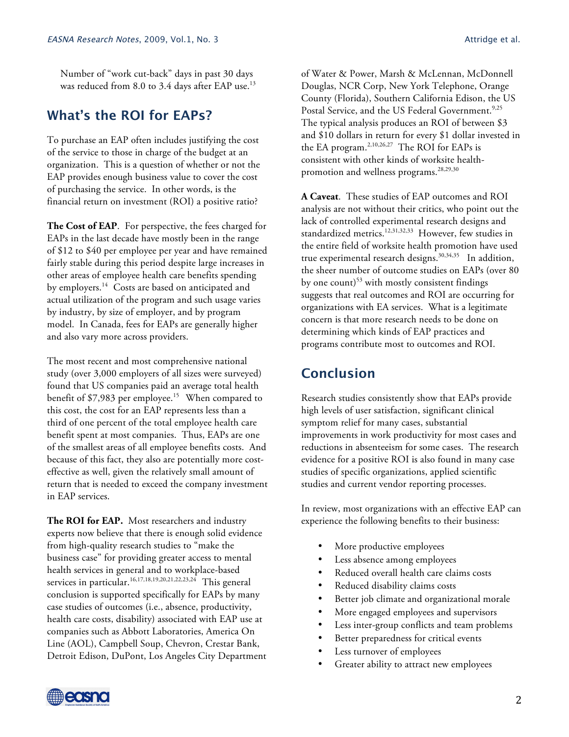Number of "work cut-back" days in past 30 days was reduced from 8.0 to 3.4 days after EAP use.[13]

## What's the ROI for EAPs?

To purchase an EAP often includes justifying the cost of the service to those in charge of the budget at an organization. This is a question of whether or not the EAP provides enough business value to cover the cost of purchasing the service. In other words, is the financial return on investment (ROI) a positive ratio?

**The Cost of EAP**. For perspective, the fees charged for EAPs in the last decade have mostly been in the range of $12 to $40 per employee per year and have remained fairly stable during this period despite large increases in other areas of employee health care benefits spending by employers.[14] Costs are based on anticipated and actual utilization of the program and such usage varies by industry, by size of employer, and by program model. In Canada, fees for EAPs are generally higher and also vary more across providers.

The most recent and most comprehensive national study (over 3,000 employers of all sizes were surveyed) found that US companies paid an average total health benefit of $7,983 per employee.[15] When compared to this cost, the cost for an EAP represents less than a third of one percent of the total employee health care benefit spent at most companies. Thus, EAPs are one of the smallest areas of all employee benefits costs. And because of this fact, they also are potentially more cost-effective as well, given the relatively small amount of return that is needed to exceed the company investment in EAP services.

**The ROI for EAP.** Most researchers and industry experts now believe that there is enough solid evidence from high-quality research studies to "make the business case" for providing greater access to mental health services in general and to workplace-based services in particular.[16,17,18,19,20,21,22,23,24] This general conclusion is supported specifically for EAPs by many case studies of outcomes (i.e., absence, productivity, health care costs, disability) associated with EAP use at companies such as Abbott Laboratories, America On Line (AOL), Campbell Soup, Chevron, Crestar Bank, Detroit Edison, DuPont, Los Angeles City Department of Water & Power, Marsh & McLennan, McDonnell Douglas, NCR Corp, New York Telephone, Orange County (Florida), Southern California Edison, the US Postal Service, and the US Federal Government.[9,25] The typical analysis produces an ROI of between $3 and $10 dollars in return for every $1 dollar invested in the EA program.[2,10,26,27] The ROI for EAPs is consistent with other kinds of worksite health-promotion and wellness programs.[28,29,30]

**A Caveat**. These studies of EAP outcomes and ROI analysis are not without their critics, who point out the lack of controlled experimental research designs and standardized metrics.[12,31,32,33] However, few studies in the entire field of worksite health promotion have used true experimental research designs.[30,34,35] In addition, the sheer number of outcome studies on EAPs (over 80 by one count)[53] with mostly consistent findings suggests that real outcomes and ROI are occurring for organizations with EA services. What is a legitimate concern is that more research needs to be done on determining which kinds of EAP practices and programs contribute most to outcomes and ROI.

## Conclusion

Research studies consistently show that EAPs provide high levels of user satisfaction, significant clinical symptom relief for many cases, substantial improvements in work productivity for most cases and reductions in absenteeism for some cases. The research evidence for a positive ROI is also found in many case studies of specific organizations, applied scientific studies and current vendor reporting processes.

In review, most organizations with an effective EAP can experience the following benefits to their business:

- More productive employees
- Less absence among employees
- Reduced overall health care claims costs
- Reduced disability claims costs
- Better job climate and organizational morale
- More engaged employees and supervisors
- Less inter-group conflicts and team problems
- Better preparedness for critical events
- Less turnover of employees
- Greater ability to attract new employees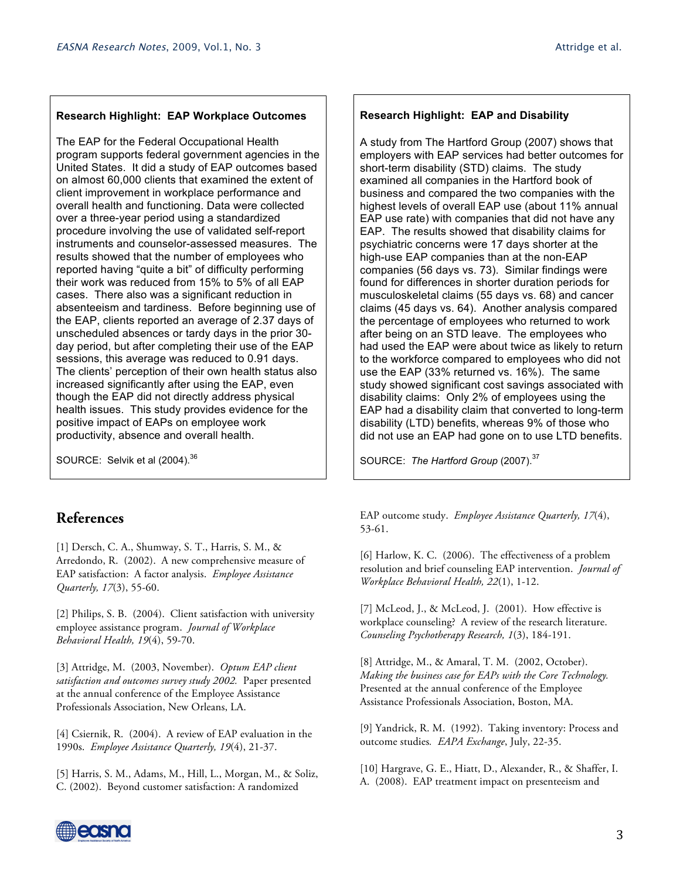**Research Highlight: EAP Workplace Outcomes**

The EAP for the Federal Occupational Health program supports federal government agencies in the United States. It did a study of EAP outcomes based on almost 60,000 clients that examined the extent of client improvement in workplace performance and overall health and functioning. Data were collected over a three-year period using a standardized procedure involving the use of validated self-report instruments and counselor-assessed measures. The results showed that the number of employees who reported having "quite a bit" of difficulty performing their work was reduced from 15% to 5% of all EAP cases. There also was a significant reduction in absenteeism and tardiness. Before beginning use of the EAP, clients reported an average of 2.37 days of unscheduled absences or tardy days in the prior 30-day period, but after completing their use of the EAP sessions, this average was reduced to 0.91 days. The clients' perception of their own health status also increased significantly after using the EAP, even though the EAP did not directly address physical health issues. This study provides evidence for the positive impact of EAPs on employee work productivity, absence and overall health.

SOURCE: Selvik et al (2004).[36]

**Research Highlight: EAP and Disability**

A study from The Hartford Group (2007) shows that employers with EAP services had better outcomes for short-term disability (STD) claims. The study examined all companies in the Hartford book of business and compared the two companies with the highest levels of overall EAP use (about 11% annual EAP use rate) with companies that did not have any EAP. The results showed that disability claims for psychiatric concerns were 17 days shorter at the high-use EAP companies than at the non-EAP companies (56 days vs. 73). Similar findings were found for differences in shorter duration periods for musculoskeletal claims (55 days vs. 68) and cancer claims (45 days vs. 64). Another analysis compared the percentage of employees who returned to work after being on an STD leave. The employees who had used the EAP were about twice as likely to return to the workforce compared to employees who did not use the EAP (33% returned vs. 16%). The same study showed significant cost savings associated with disability claims: Only 2% of employees using the EAP had a disability claim that converted to long-term disability (LTD) benefits, whereas 9% of those who did not use an EAP had gone on to use LTD benefits.

SOURCE: *The Hartford Group* (2007).[37]

## References

[1] Dersch, C. A., Shumway, S. T., Harris, S. M., & Arredondo, R. (2002). A new comprehensive measure of EAP satisfaction: A factor analysis. *Employee Assistance Quarterly, 17*(3), 55-60.

[2] Philips, S. B. (2004). Client satisfaction with university employee assistance program. *Journal of Workplace Behavioral Health, 19*(4), 59-70.

[3] Attridge, M. (2003, November). *Optum EAP client satisfaction and outcomes survey study 2002.* Paper presented at the annual conference of the Employee Assistance Professionals Association, New Orleans, LA.

[4] Csiernik, R. (2004). A review of EAP evaluation in the 1990s. *Employee Assistance Quarterly, 19*(4), 21-37.

[5] Harris, S. M., Adams, M., Hill, L., Morgan, M., & Soliz, C. (2002). Beyond customer satisfaction: A randomized EAP outcome study. *Employee Assistance Quarterly, 17*(4), 53-61.

[6] Harlow, K. C. (2006). The effectiveness of a problem resolution and brief counseling EAP intervention. *Journal of Workplace Behavioral Health, 22*(1), 1-12.

[7] McLeod, J., & McLeod, J. (2001). How effective is workplace counseling? A review of the research literature. *Counseling Psychotherapy Research, 1*(3), 184-191.

[8] Attridge, M., & Amaral, T. M. (2002, October). *Making the business case for EAPs with the Core Technology.* Presented at the annual conference of the Employee Assistance Professionals Association, Boston, MA.

[9] Yandrick, R. M. (1992). Taking inventory: Process and outcome studies. *EAPA Exchange*, July, 22-35.

[10] Hargrave, G. E., Hiatt, D., Alexander, R., & Shaffer, I. A. (2008). EAP treatment impact on presenteeism and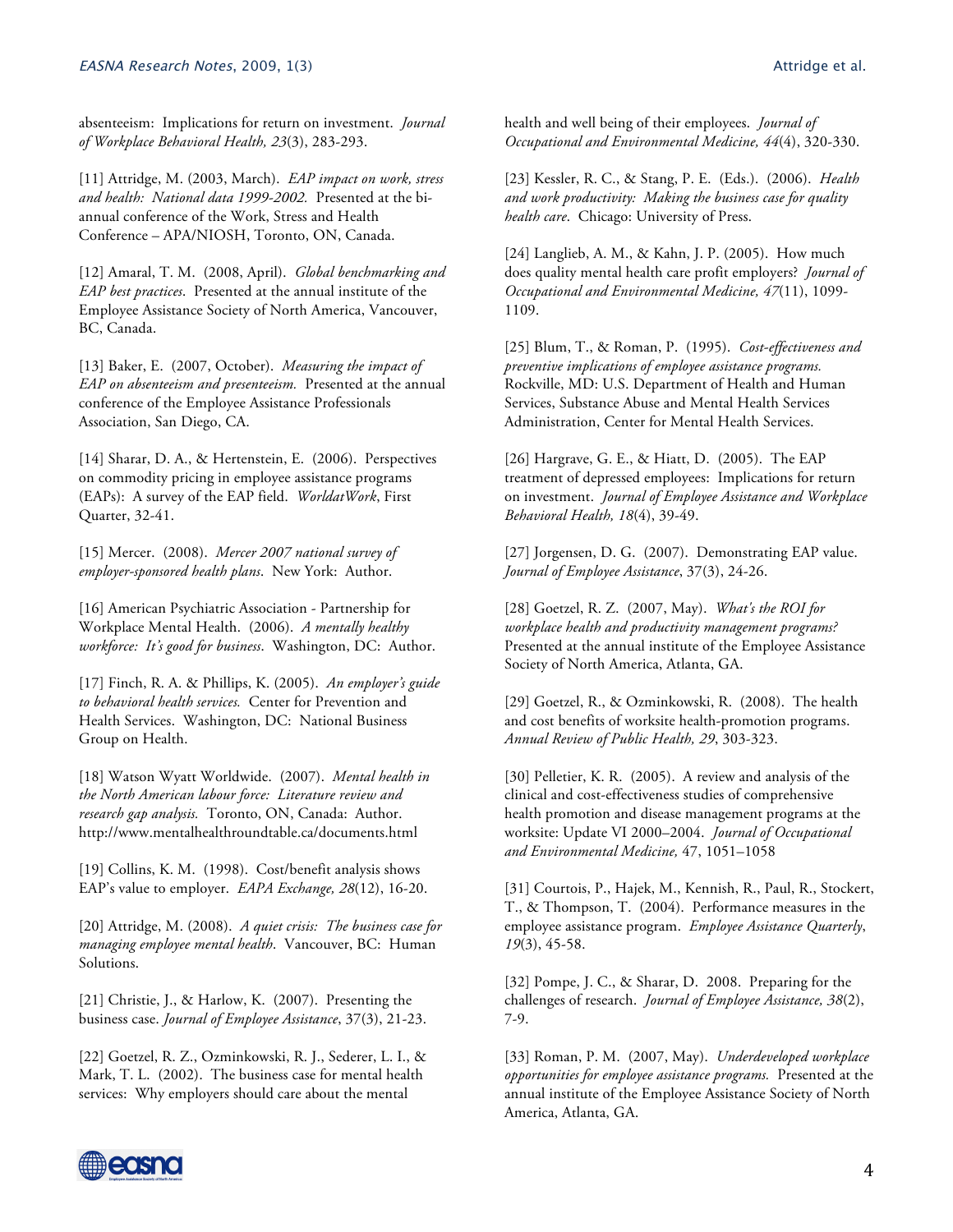absenteeism: Implications for return on investment. *Journal of Workplace Behavioral Health, 23*(3), 283-293.

[11] Attridge, M. (2003, March). *EAP impact on work, stress and health: National data 1999-2002.* Presented at the bi-annual conference of the Work, Stress and Health Conference – APA/NIOSH, Toronto, ON, Canada.

[12] Amaral, T. M. (2008, April). *Global benchmarking and EAP best practices*. Presented at the annual institute of the Employee Assistance Society of North America, Vancouver, BC, Canada.

[13] Baker, E. (2007, October). *Measuring the impact of EAP on absenteeism and presenteeism.* Presented at the annual conference of the Employee Assistance Professionals Association, San Diego, CA.

[14] Sharar, D. A., & Hertenstein, E. (2006). Perspectives on commodity pricing in employee assistance programs (EAPs): A survey of the EAP field. *WorldatWork*, First Quarter, 32-41.

[15] Mercer. (2008). *Mercer 2007 national survey of employer-sponsored health plans*. New York: Author.

[16] American Psychiatric Association - Partnership for Workplace Mental Health. (2006). *A mentally healthy workforce: It's good for business*. Washington, DC: Author.

[17] Finch, R. A. & Phillips, K. (2005). *An employer's guide to behavioral health services.* Center for Prevention and Health Services. Washington, DC: National Business Group on Health.

[18] Watson Wyatt Worldwide. (2007). *Mental health in the North American labour force: Literature review and research gap analysis.* Toronto, ON, Canada: Author. http://www.mentalhealthroundtable.ca/documents.html

[19] Collins, K. M. (1998). Cost/benefit analysis shows EAP's value to employer. *EAPA Exchange, 28*(12), 16-20.

[20] Attridge, M. (2008). *A quiet crisis: The business case for managing employee mental health*. Vancouver, BC: Human Solutions.

[21] Christie, J., & Harlow, K. (2007). Presenting the business case. *Journal of Employee Assistance*, 37(3), 21-23.

[22] Goetzel, R. Z., Ozminkowski, R. J., Sederer, L. I., & Mark, T. L. (2002). The business case for mental health services: Why employers should care about the mental health and well being of their employees. *Journal of Occupational and Environmental Medicine, 44*(4), 320-330.

[23] Kessler, R. C., & Stang, P. E. (Eds.). (2006). *Health and work productivity: Making the business case for quality health care*. Chicago: University of Press.

[24] Langlieb, A. M., & Kahn, J. P. (2005). How much does quality mental health care profit employers? *Journal of Occupational and Environmental Medicine, 47*(11), 1099-1109.

[25] Blum, T., & Roman, P. (1995). *Cost-effectiveness and preventive implications of employee assistance programs.* Rockville, MD: U.S. Department of Health and Human Services, Substance Abuse and Mental Health Services Administration, Center for Mental Health Services.

[26] Hargrave, G. E., & Hiatt, D. (2005). The EAP treatment of depressed employees: Implications for return on investment. *Journal of Employee Assistance and Workplace Behavioral Health, 18*(4), 39-49.

[27] Jorgensen, D. G. (2007). Demonstrating EAP value. *Journal of Employee Assistance*, 37(3), 24-26.

[28] Goetzel, R. Z. (2007, May). *What's the ROI for workplace health and productivity management programs?* Presented at the annual institute of the Employee Assistance Society of North America, Atlanta, GA.

[29] Goetzel, R., & Ozminkowski, R. (2008). The health and cost benefits of worksite health-promotion programs. *Annual Review of Public Health, 29*, 303-323.

[30] Pelletier, K. R. (2005). A review and analysis of the clinical and cost-effectiveness studies of comprehensive health promotion and disease management programs at the worksite: Update VI 2000–2004. *Journal of Occupational and Environmental Medicine,* 47, 1051–1058

[31] Courtois, P., Hajek, M., Kennish, R., Paul, R., Stockert, T., & Thompson, T. (2004). Performance measures in the employee assistance program. *Employee Assistance Quarterly*, *19*(3), 45-58.

[32] Pompe, J. C., & Sharar, D. 2008. Preparing for the challenges of research. *Journal of Employee Assistance, 38*(2), 7-9.

[33] Roman, P. M. (2007, May). *Underdeveloped workplace opportunities for employee assistance programs.* Presented at the annual institute of the Employee Assistance Society of North America, Atlanta, GA.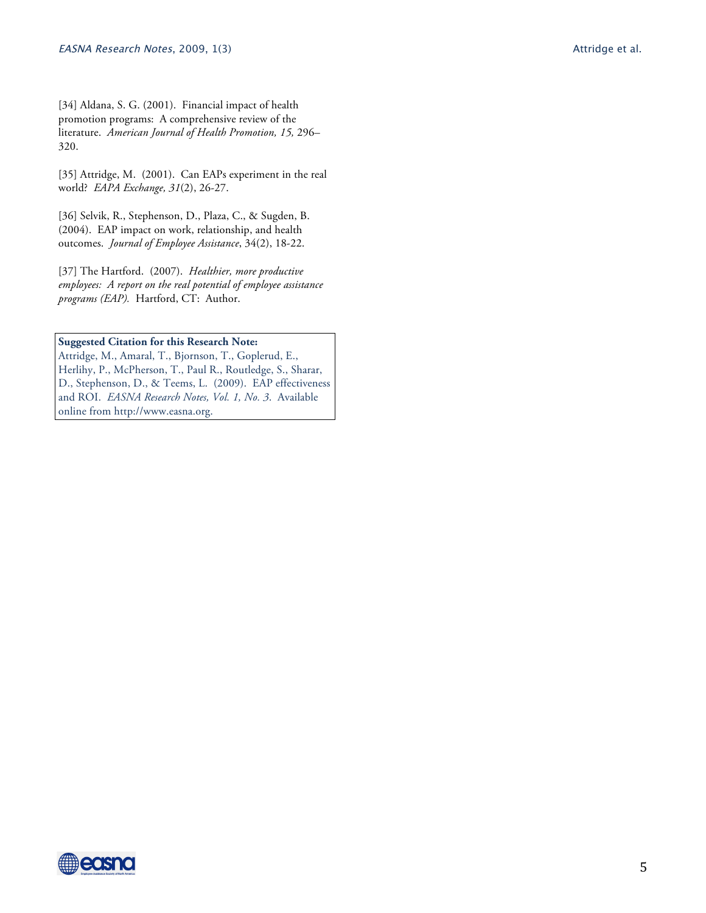[34] Aldana, S. G. (2001). Financial impact of health promotion programs: A comprehensive review of the literature. *American Journal of Health Promotion, 15,* 296–320.

[35] Attridge, M. (2001). Can EAPs experiment in the real world? *EAPA Exchange, 31*(2), 26-27.

[36] Selvik, R., Stephenson, D., Plaza, C., & Sugden, B. (2004). EAP impact on work, relationship, and health outcomes. *Journal of Employee Assistance*, 34(2), 18-22.

[37] The Hartford. (2007). *Healthier, more productive employees: A report on the real potential of employee assistance programs (EAP).* Hartford, CT: Author.

**Suggested Citation for this Research Note:**
Attridge, M., Amaral, T., Bjornson, T., Goplerud, E., Herlihy, P., McPherson, T., Paul R., Routledge, S., Sharar, D., Stephenson, D., & Teems, L. (2009). EAP effectiveness and ROI. *EASNA Research Notes, Vol. 1, No. 3.* Available online from http://www.easna.org.